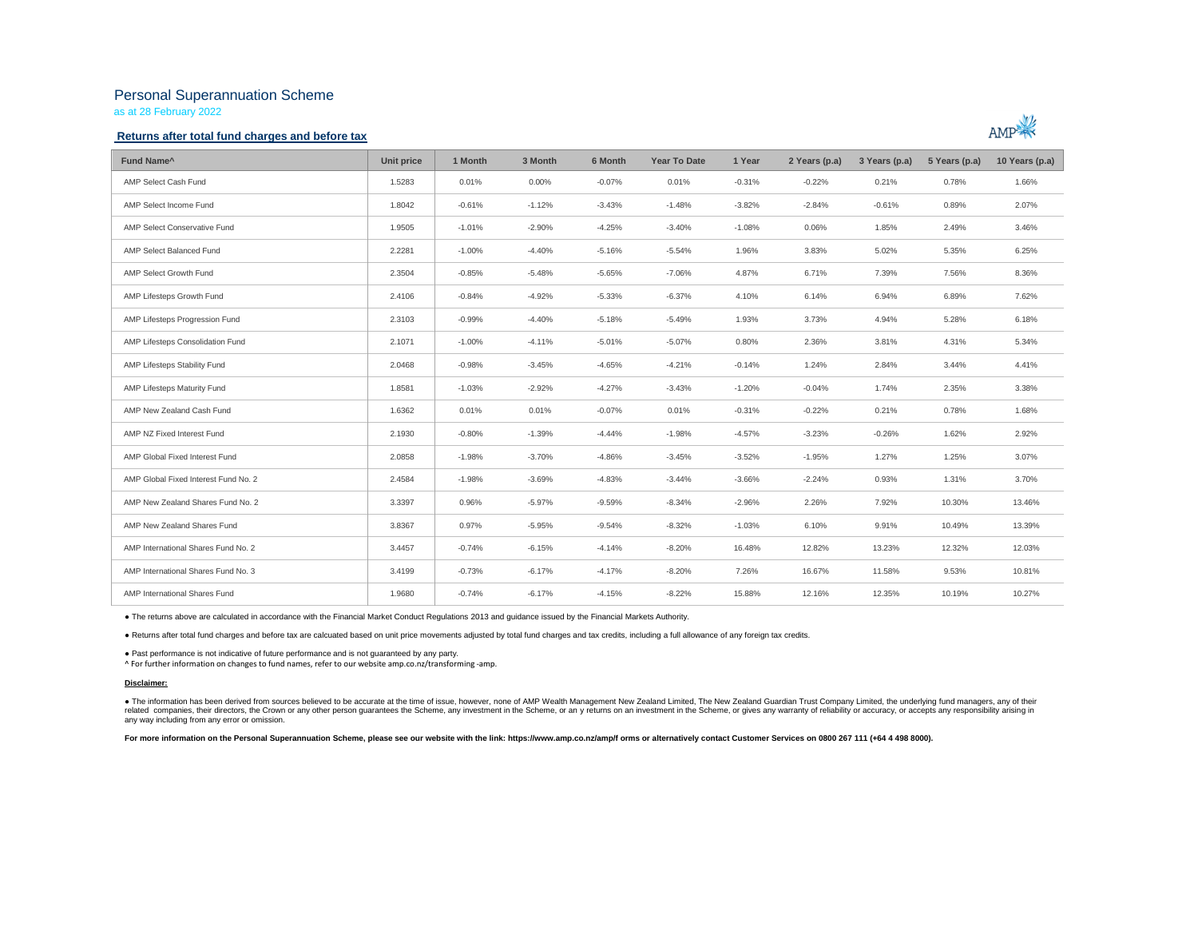# Personal Superannuation Scheme

as at 28 February 2022

## Returns after total fund charges and before tax

| Fund Name^ | Unit price | 1 Month | 3 Month | 6 Month | Year To Date | 1 Year | 2 Years (p.a) | 3 Years (p.a) | 5 Years (p.a) | 10 Years (p.a) |
|---|---|---|---|---|---|---|---|---|---|---|
| AMP Select Cash Fund | 1.5283 | 0.01% | 0.00% | -0.07% | 0.01% | -0.31% | -0.22% | 0.21% | 0.78% | 1.66% |
| AMP Select Income Fund | 1.8042 | -0.61% | -1.12% | -3.43% | -1.48% | -3.82% | -2.84% | -0.61% | 0.89% | 2.07% |
| AMP Select Conservative Fund | 1.9505 | -1.01% | -2.90% | -4.25% | -3.40% | -1.08% | 0.06% | 1.85% | 2.49% | 3.46% |
| AMP Select Balanced Fund | 2.2281 | -1.00% | -4.40% | -5.16% | -5.54% | 1.96% | 3.83% | 5.02% | 5.35% | 6.25% |
| AMP Select Growth Fund | 2.3504 | -0.85% | -5.48% | -5.65% | -7.06% | 4.87% | 6.71% | 7.39% | 7.56% | 8.36% |
| AMP Lifesteps Growth Fund | 2.4106 | -0.84% | -4.92% | -5.33% | -6.37% | 4.10% | 6.14% | 6.94% | 6.89% | 7.62% |
| AMP Lifesteps Progression Fund | 2.3103 | -0.99% | -4.40% | -5.18% | -5.49% | 1.93% | 3.73% | 4.94% | 5.28% | 6.18% |
| AMP Lifesteps Consolidation Fund | 2.1071 | -1.00% | -4.11% | -5.01% | -5.07% | 0.80% | 2.36% | 3.81% | 4.31% | 5.34% |
| AMP Lifesteps Stability Fund | 2.0468 | -0.98% | -3.45% | -4.65% | -4.21% | -0.14% | 1.24% | 2.84% | 3.44% | 4.41% |
| AMP Lifesteps Maturity Fund | 1.8581 | -1.03% | -2.92% | -4.27% | -3.43% | -1.20% | -0.04% | 1.74% | 2.35% | 3.38% |
| AMP New Zealand Cash Fund | 1.6362 | 0.01% | 0.01% | -0.07% | 0.01% | -0.31% | -0.22% | 0.21% | 0.78% | 1.68% |
| AMP NZ Fixed Interest Fund | 2.1930 | -0.80% | -1.39% | -4.44% | -1.98% | -4.57% | -3.23% | -0.26% | 1.62% | 2.92% |
| AMP Global Fixed Interest Fund | 2.0858 | -1.98% | -3.70% | -4.86% | -3.45% | -3.52% | -1.95% | 1.27% | 1.25% | 3.07% |
| AMP Global Fixed Interest Fund No. 2 | 2.4584 | -1.98% | -3.69% | -4.83% | -3.44% | -3.66% | -2.24% | 0.93% | 1.31% | 3.70% |
| AMP New Zealand Shares Fund No. 2 | 3.3397 | 0.96% | -5.97% | -9.59% | -8.34% | -2.96% | 2.26% | 7.92% | 10.30% | 13.46% |
| AMP New Zealand Shares Fund | 3.8367 | 0.97% | -5.95% | -9.54% | -8.32% | -1.03% | 6.10% | 9.91% | 10.49% | 13.39% |
| AMP International Shares Fund No. 2 | 3.4457 | -0.74% | -6.15% | -4.14% | -8.20% | 16.48% | 12.82% | 13.23% | 12.32% | 12.03% |
| AMP International Shares Fund No. 3 | 3.4199 | -0.73% | -6.17% | -4.17% | -8.20% | 7.26% | 16.67% | 11.58% | 9.53% | 10.81% |
| AMP International Shares Fund | 1.9680 | -0.74% | -6.17% | -4.15% | -8.22% | 15.88% | 12.16% | 12.35% | 10.19% | 10.27% |

- The returns above are calculated in accordance with the Financial Market Conduct Regulations 2013 and guidance issued by the Financial Markets Authority.
- Returns after total fund charges and before tax are calcuated based on unit price movements adjusted by total fund charges and tax credits, including a full allowance of any foreign tax credits.
- Past performance is not indicative of future performance and is not guaranteed by any party.

^ For further information on changes to fund names, refer to our website amp.co.nz/transforming -amp.

**Disclaimer:**

- The information has been derived from sources believed to be accurate at the time of issue, however, none of AMP Wealth Management New Zealand Limited, The New Zealand Guardian Trust Company Limited, the underlying fund managers, any of their related companies, their directors, the Crown or any other person guarantees the Scheme, any investment in the Scheme, or an y returns on an investment in the Scheme, or gives any warranty of reliability or accuracy, or accepts any responsibility arising in any way including from any error or omission.

**For more information on the Personal Superannuation Scheme, please see our website with the link: https://www.amp.co.nz/amp/f orms or alternatively contact Customer Services on 0800 267 111 (+64 4 498 8000).**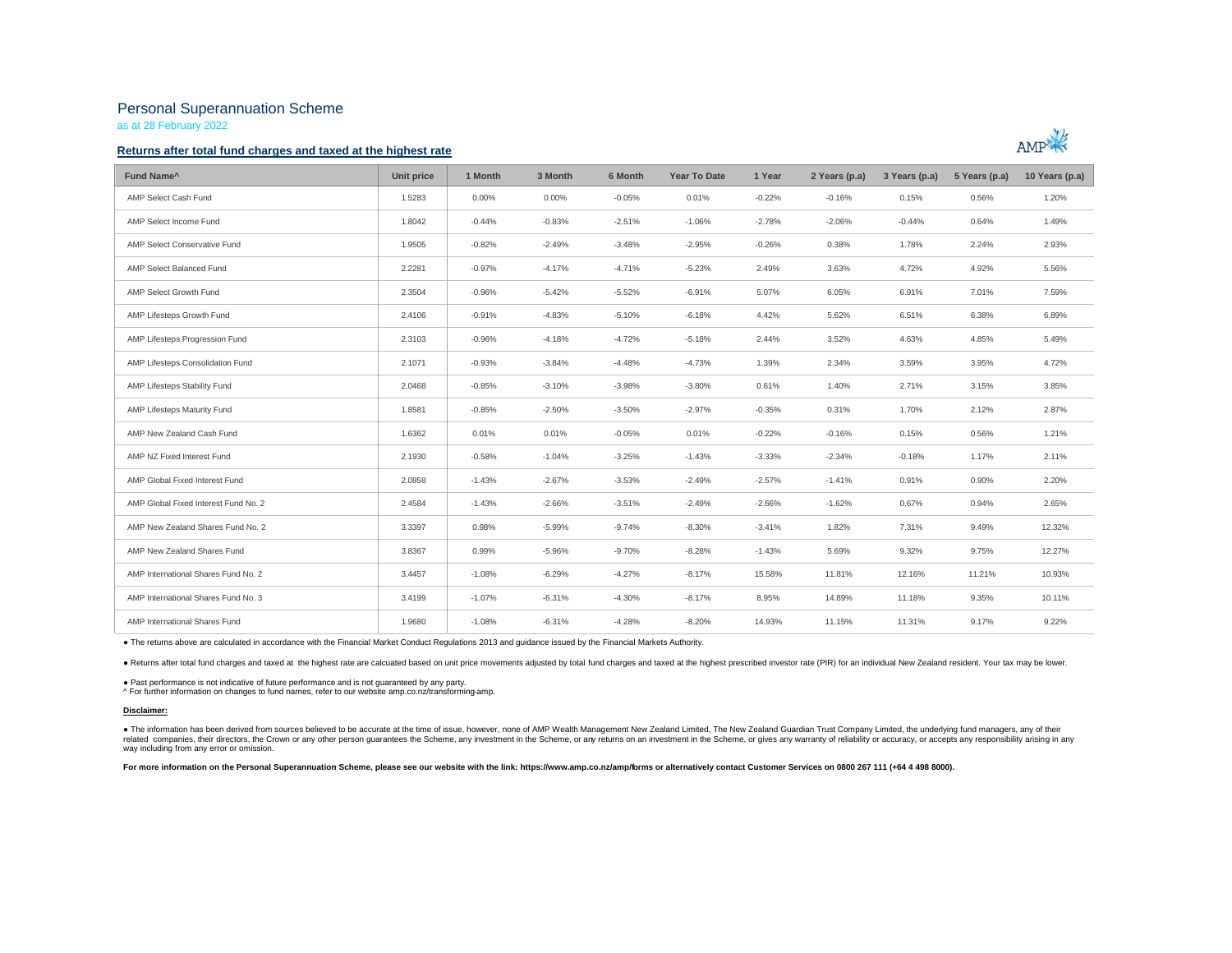# Personal Superannuation Scheme

as at 28 February 2022

## Returns after total fund charges and taxed at the highest rate

| Fund Name^ | Unit price | 1 Month | 3 Month | 6 Month | Year To Date | 1 Year | 2 Years (p.a) | 3 Years (p.a) | 5 Years (p.a) | 10 Years (p.a) |
|---|---|---|---|---|---|---|---|---|---|---|
| AMP Select Cash Fund | 1.5283 | 0.00% | 0.00% | -0.05% | 0.01% | -0.22% | -0.16% | 0.15% | 0.56% | 1.20% |
| AMP Select Income Fund | 1.8042 | -0.44% | -0.83% | -2.51% | -1.06% | -2.78% | -2.06% | -0.44% | 0.64% | 1.49% |
| AMP Select Conservative Fund | 1.9505 | -0.82% | -2.49% | -3.48% | -2.95% | -0.26% | 0.38% | 1.78% | 2.24% | 2.93% |
| AMP Select Balanced Fund | 2.2281 | -0.97% | -4.17% | -4.71% | -5.23% | 2.49% | 3.63% | 4.72% | 4.92% | 5.56% |
| AMP Select Growth Fund | 2.3504 | -0.96% | -5.42% | -5.52% | -6.91% | 5.07% | 6.05% | 6.91% | 7.01% | 7.59% |
| AMP Lifesteps Growth Fund | 2.4106 | -0.91% | -4.83% | -5.10% | -6.18% | 4.42% | 5.62% | 6.51% | 6.38% | 6.89% |
| AMP Lifesteps Progression Fund | 2.3103 | -0.96% | -4.18% | -4.72% | -5.18% | 2.44% | 3.52% | 4.63% | 4.85% | 5.49% |
| AMP Lifesteps Consolidation Fund | 2.1071 | -0.93% | -3.84% | -4.48% | -4.73% | 1.39% | 2.34% | 3.59% | 3.95% | 4.72% |
| AMP Lifesteps Stability Fund | 2.0468 | -0.85% | -3.10% | -3.98% | -3.80% | 0.61% | 1.40% | 2.71% | 3.15% | 3.85% |
| AMP Lifesteps Maturity Fund | 1.8581 | -0.85% | -2.50% | -3.50% | -2.97% | -0.35% | 0.31% | 1.70% | 2.12% | 2.87% |
| AMP New Zealand Cash Fund | 1.6362 | 0.01% | 0.01% | -0.05% | 0.01% | -0.22% | -0.16% | 0.15% | 0.56% | 1.21% |
| AMP NZ Fixed Interest Fund | 2.1930 | -0.58% | -1.04% | -3.25% | -1.43% | -3.33% | -2.34% | -0.18% | 1.17% | 2.11% |
| AMP Global Fixed Interest Fund | 2.0858 | -1.43% | -2.67% | -3.53% | -2.49% | -2.57% | -1.41% | 0.91% | 0.90% | 2.20% |
| AMP Global Fixed Interest Fund No. 2 | 2.4584 | -1.43% | -2.66% | -3.51% | -2.49% | -2.66% | -1.62% | 0.67% | 0.94% | 2.65% |
| AMP New Zealand Shares Fund No. 2 | 3.3397 | 0.98% | -5.99% | -9.74% | -8.30% | -3.41% | 1.82% | 7.31% | 9.49% | 12.32% |
| AMP New Zealand Shares Fund | 3.8367 | 0.99% | -5.96% | -9.70% | -8.28% | -1.43% | 5.69% | 9.32% | 9.75% | 12.27% |
| AMP International Shares Fund No. 2 | 3.4457 | -1.08% | -6.29% | -4.27% | -8.17% | 15.58% | 11.81% | 12.16% | 11.21% | 10.93% |
| AMP International Shares Fund No. 3 | 3.4199 | -1.07% | -6.31% | -4.30% | -8.17% | 8.95% | 14.89% | 11.18% | 9.35% | 10.11% |
| AMP International Shares Fund | 1.9680 | -1.08% | -6.31% | -4.28% | -8.20% | 14.93% | 11.15% | 11.31% | 9.17% | 9.22% |

- The returns above are calculated in accordance with the Financial Market Conduct Regulations 2013 and guidance issued by the Financial Markets Authority.

- Returns after total fund charges and taxed at the highest rate are calcuated based on unit price movements adjusted by total fund charges and taxed at the highest prescribed investor rate (PIR) for an individual New Zealand resident. Your tax may be lower.

- Past performance is not indicative of future performance and is not guaranteed by any party.

^ For further information on changes to fund names, refer to our website amp.co.nz/transforming-amp.

**Disclaimer:**

- The information has been derived from sources believed to be accurate at the time of issue, however, none of AMP Wealth Management New Zealand Limited, The New Zealand Guardian Trust Company Limited, the underlying fund managers, any of their related companies, their directors, the Crown or any other person guarantees the Scheme, any investment in the Scheme, or any returns on an investment in the Scheme, or gives any warranty of reliability or accuracy, or accepts any responsibility arising in any way including from any error or omission.

**For more information on the Personal Superannuation Scheme, please see our website with the link: https://www.amp.co.nz/amp/forms or alternatively contact Customer Services on 0800 267 111 (+64 4 498 8000).**